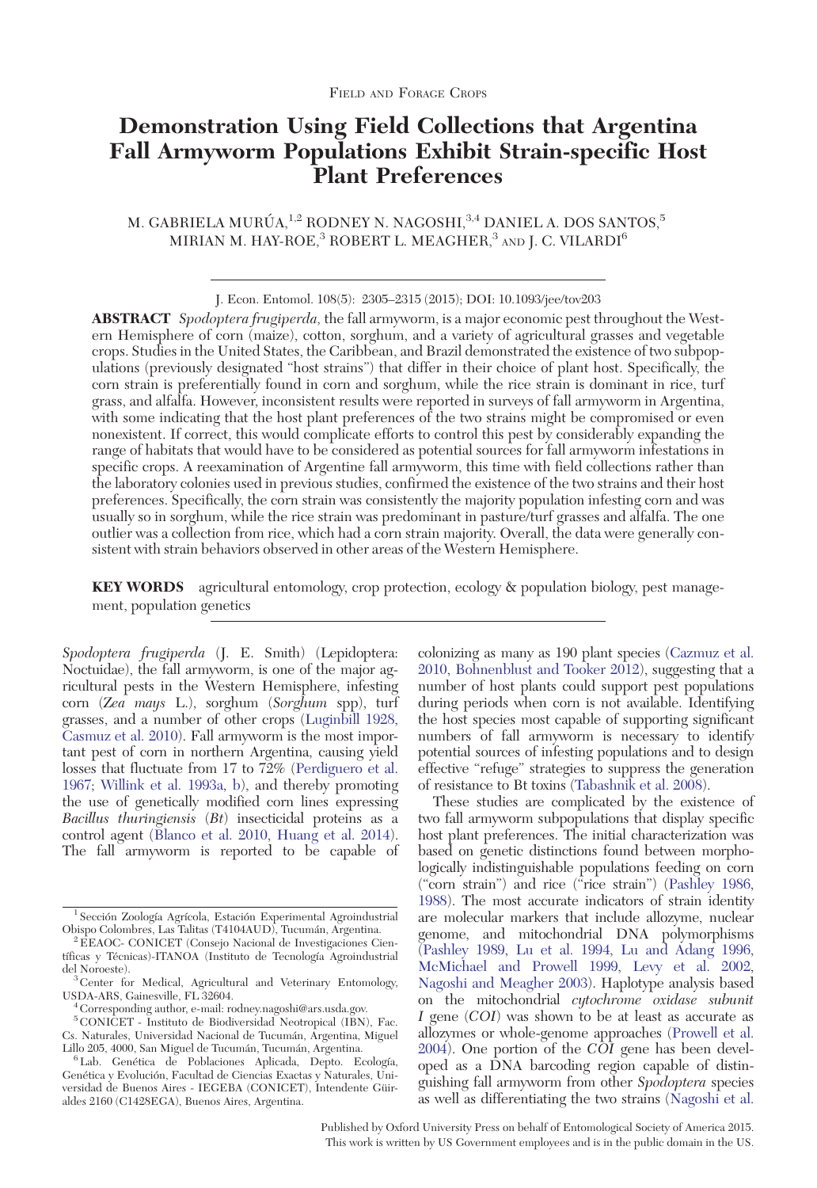Field and Forage Crops

# Demonstration Using Field Collections that Argentina Fall Armyworm Populations Exhibit Strain-specific Host Plant Preferences

M. GABRIELA MURÚA,[1,2] RODNEY N. NAGOSHI,[3,4] DANIEL A. DOS SANTOS,[5] MIRIAN M. HAY-ROE,[3] ROBERT L. MEAGHER,[3] AND J. C. VILARDI[6]

J. Econ. Entomol. 108(5): 2305–2315 (2015); DOI: 10.1093/jee/tov203

**ABSTRACT** *Spodoptera frugiperda*, the fall armyworm, is a major economic pest throughout the Western Hemisphere of corn (maize), cotton, sorghum, and a variety of agricultural grasses and vegetable crops. Studies in the United States, the Caribbean, and Brazil demonstrated the existence of two subpopulations (previously designated "host strains") that differ in their choice of plant host. Specifically, the corn strain is preferentially found in corn and sorghum, while the rice strain is dominant in rice, turf grass, and alfalfa. However, inconsistent results were reported in surveys of fall armyworm in Argentina, with some indicating that the host plant preferences of the two strains might be compromised or even nonexistent. If correct, this would complicate efforts to control this pest by considerably expanding the range of habitats that would have to be considered as potential sources for fall armyworm infestations in specific crops. A reexamination of Argentine fall armyworm, this time with field collections rather than the laboratory colonies used in previous studies, confirmed the existence of the two strains and their host preferences. Specifically, the corn strain was consistently the majority population infesting corn and was usually so in sorghum, while the rice strain was predominant in pasture/turf grasses and alfalfa. The one outlier was a collection from rice, which had a corn strain majority. Overall, the data were generally consistent with strain behaviors observed in other areas of the Western Hemisphere.

**KEY WORDS** agricultural entomology, crop protection, ecology & population biology, pest management, population genetics

*Spodoptera frugiperda* (J. E. Smith) (Lepidoptera: Noctuidae), the fall armyworm, is one of the major agricultural pests in the Western Hemisphere, infesting corn (*Zea mays* L.), sorghum (*Sorghum* spp), turf grasses, and a number of other crops (Luginbill 1928, Casmuz et al. 2010). Fall armyworm is the most important pest of corn in northern Argentina, causing yield losses that fluctuate from 17 to 72% (Perdiguero et al. 1967; Willink et al. 1993a, b), and thereby promoting the use of genetically modified corn lines expressing *Bacillus thuringiensis* (*Bt*) insecticidal proteins as a control agent (Blanco et al. 2010, Huang et al. 2014). The fall armyworm is reported to be capable of colonizing as many as 190 plant species (Cazmuz et al. 2010, Bohnenblust and Tooker 2012), suggesting that a number of host plants could support pest populations during periods when corn is not available. Identifying the host species most capable of supporting significant numbers of fall armyworm is necessary to identify potential sources of infesting populations and to design effective "refuge" strategies to suppress the generation of resistance to Bt toxins (Tabashnik et al. 2008).

These studies are complicated by the existence of two fall armyworm subpopulations that display specific host plant preferences. The initial characterization was based on genetic distinctions found between morphologically indistinguishable populations feeding on corn ("corn strain") and rice ("rice strain") (Pashley 1986, 1988). The most accurate indicators of strain identity are molecular markers that include allozyme, nuclear genome, and mitochondrial DNA polymorphisms (Pashley 1989, Lu et al. 1994, Lu and Adang 1996, McMichael and Prowell 1999, Levy et al. 2002, Nagoshi and Meagher 2003). Haplotype analysis based on the mitochondrial *cytochrome oxidase subunit I* gene (*COI*) was shown to be at least as accurate as allozymes or whole-genome approaches (Prowell et al. 2004). One portion of the *COI* gene has been developed as a DNA barcoding region capable of distinguishing fall armyworm from other *Spodoptera* species as well as differentiating the two strains (Nagoshi et al.

[1] Sección Zoología Agrícola, Estación Experimental Agroindustrial Obispo Colombres, Las Talitas (T4104AUD), Tucumán, Argentina.

[2] EEAOC- CONICET (Consejo Nacional de Investigaciones Científicas y Técnicas)-ITANOA (Instituto de Tecnología Agroindustrial del Noroeste).

[3] Center for Medical, Agricultural and Veterinary Entomology, USDA-ARS, Gainesville, FL 32604.

[4] Corresponding author, e-mail: rodney.nagoshi@ars.usda.gov.

[5] CONICET - Instituto de Biodiversidad Neotropical (IBN), Fac. Cs. Naturales, Universidad Nacional de Tucumán, Argentina, Miguel Lillo 205, 4000, San Miguel de Tucumán, Tucumán, Argentina.

[6] Lab. Genética de Poblaciones Aplicada, Depto. Ecología, Genética y Evolución, Facultad de Ciencias Exactas y Naturales, Universidad de Buenos Aires - IEGEBA (CONICET), Intendente Güiraldes 2160 (C1428EGA), Buenos Aires, Argentina.

Published by Oxford University Press on behalf of Entomological Society of America 2015. This work is written by US Government employees and is in the public domain in the US.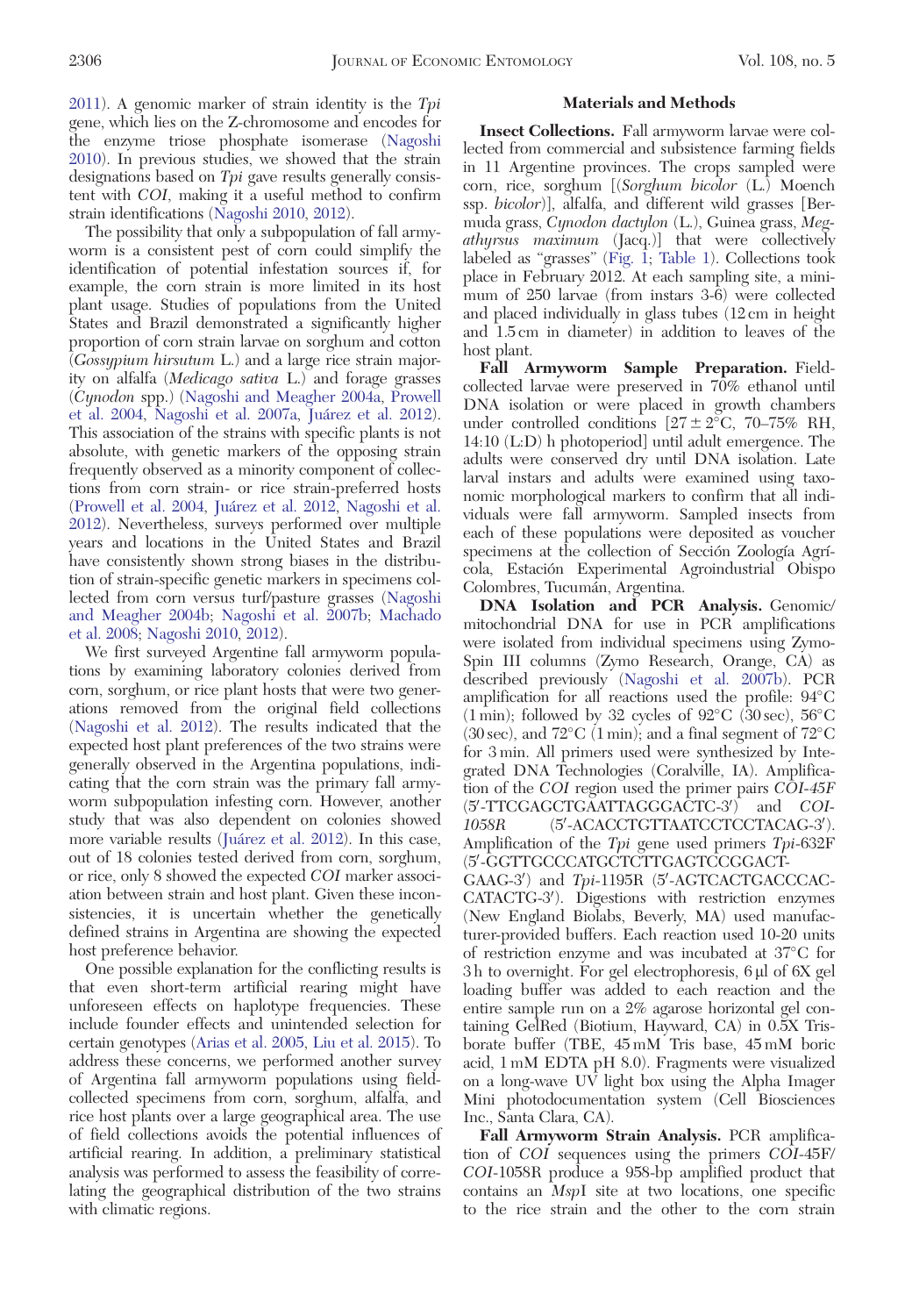2011). A genomic marker of strain identity is the *Tpi* gene, which lies on the Z-chromosome and encodes for the enzyme triose phosphate isomerase (Nagoshi 2010). In previous studies, we showed that the strain designations based on *Tpi* gave results generally consistent with *COI*, making it a useful method to confirm strain identifications (Nagoshi 2010, 2012).

The possibility that only a subpopulation of fall armyworm is a consistent pest of corn could simplify the identification of potential infestation sources if, for example, the corn strain is more limited in its host plant usage. Studies of populations from the United States and Brazil demonstrated a significantly higher proportion of corn strain larvae on sorghum and cotton (*Gossypium hirsutum* L.) and a large rice strain majority on alfalfa (*Medicago sativa* L.) and forage grasses (*Cynodon* spp.) (Nagoshi and Meagher 2004a, Prowell et al. 2004, Nagoshi et al. 2007a, Juárez et al. 2012). This association of the strains with specific plants is not absolute, with genetic markers of the opposing strain frequently observed as a minority component of collections from corn strain- or rice strain-preferred hosts (Prowell et al. 2004, Juárez et al. 2012, Nagoshi et al. 2012). Nevertheless, surveys performed over multiple years and locations in the United States and Brazil have consistently shown strong biases in the distribution of strain-specific genetic markers in specimens collected from corn versus turf/pasture grasses (Nagoshi and Meagher 2004b; Nagoshi et al. 2007b; Machado et al. 2008; Nagoshi 2010, 2012).

We first surveyed Argentine fall armyworm populations by examining laboratory colonies derived from corn, sorghum, or rice plant hosts that were two generations removed from the original field collections (Nagoshi et al. 2012). The results indicated that the expected host plant preferences of the two strains were generally observed in the Argentina populations, indicating that the corn strain was the primary fall armyworm subpopulation infesting corn. However, another study that was also dependent on colonies showed more variable results (Juárez et al. 2012). In this case, out of 18 colonies tested derived from corn, sorghum, or rice, only 8 showed the expected *COI* marker association between strain and host plant. Given these inconsistencies, it is uncertain whether the genetically defined strains in Argentina are showing the expected host preference behavior.

One possible explanation for the conflicting results is that even short-term artificial rearing might have unforeseen effects on haplotype frequencies. These include founder effects and unintended selection for certain genotypes (Arias et al. 2005, Liu et al. 2015). To address these concerns, we performed another survey of Argentina fall armyworm populations using field-collected specimens from corn, sorghum, alfalfa, and rice host plants over a large geographical area. The use of field collections avoids the potential influences of artificial rearing. In addition, a preliminary statistical analysis was performed to assess the feasibility of correlating the geographical distribution of the two strains with climatic regions.

## Materials and Methods

**Insect Collections.** Fall armyworm larvae were collected from commercial and subsistence farming fields in 11 Argentine provinces. The crops sampled were corn, rice, sorghum [(*Sorghum bicolor* (L.) Moench ssp. *bicolor*)], alfalfa, and different wild grasses [Bermuda grass, *Cynodon dactylon* (L.), Guinea grass, *Megathyrsus maximum* (Jacq.)] that were collectively labeled as "grasses" (Fig. 1; Table 1). Collections took place in February 2012. At each sampling site, a minimum of 250 larvae (from instars 3-6) were collected and placed individually in glass tubes (12 cm in height and 1.5 cm in diameter) in addition to leaves of the host plant.

**Fall Armyworm Sample Preparation.** Field-collected larvae were preserved in 70% ethanol until DNA isolation or were placed in growth chambers under controlled conditions [27 ± 2°C, 70–75% RH, 14:10 (L:D) h photoperiod] until adult emergence. The adults were conserved dry until DNA isolation. Late larval instars and adults were examined using taxonomic morphological markers to confirm that all individuals were fall armyworm. Sampled insects from each of these populations were deposited as voucher specimens at the collection of Sección Zoología Agrícola, Estación Experimental Agroindustrial Obispo Colombres, Tucumán, Argentina.

**DNA Isolation and PCR Analysis.** Genomic/mitochondrial DNA for use in PCR amplifications were isolated from individual specimens using Zymo-Spin III columns (Zymo Research, Orange, CA) as described previously (Nagoshi et al. 2007b). PCR amplification for all reactions used the profile: 94°C (1 min); followed by 32 cycles of 92°C (30 sec), 56°C (30 sec), and 72°C (1 min); and a final segment of 72°C for 3 min. All primers used were synthesized by Integrated DNA Technologies (Coralville, IA). Amplification of the *COI* region used the primer pairs *COI-45F* (5′-TTCGAGCTGAATTAGGGACTC-3′) and *COI-1058R* (5′-ACACCTGTTAATCCTCCTACAG-3′). Amplification of the *Tpi* gene used primers *Tpi*-632F (5′-GGTTGCCCATGCTCTTGAGTCCGGACT-GAAG-3′) and *Tpi*-1195R (5′-AGTCACTGACCCACCATACTG-3′). Digestions with restriction enzymes (New England Biolabs, Beverly, MA) used manufacturer-provided buffers. Each reaction used 10-20 units of restriction enzyme and was incubated at 37°C for 3 h to overnight. For gel electrophoresis, 6 μl of 6X gel loading buffer was added to each reaction and the entire sample run on a 2% agarose horizontal gel containing GelRed (Biotium, Hayward, CA) in 0.5X Tris-borate buffer (TBE, 45 mM Tris base, 45 mM boric acid, 1 mM EDTA pH 8.0). Fragments were visualized on a long-wave UV light box using the Alpha Imager Mini photodocumentation system (Cell Biosciences Inc., Santa Clara, CA).

**Fall Armyworm Strain Analysis.** PCR amplification of *COI* sequences using the primers *COI*-45F/*COI*-1058R produce a 958-bp amplified product that contains an *Msp*I site at two locations, one specific to the rice strain and the other to the corn strain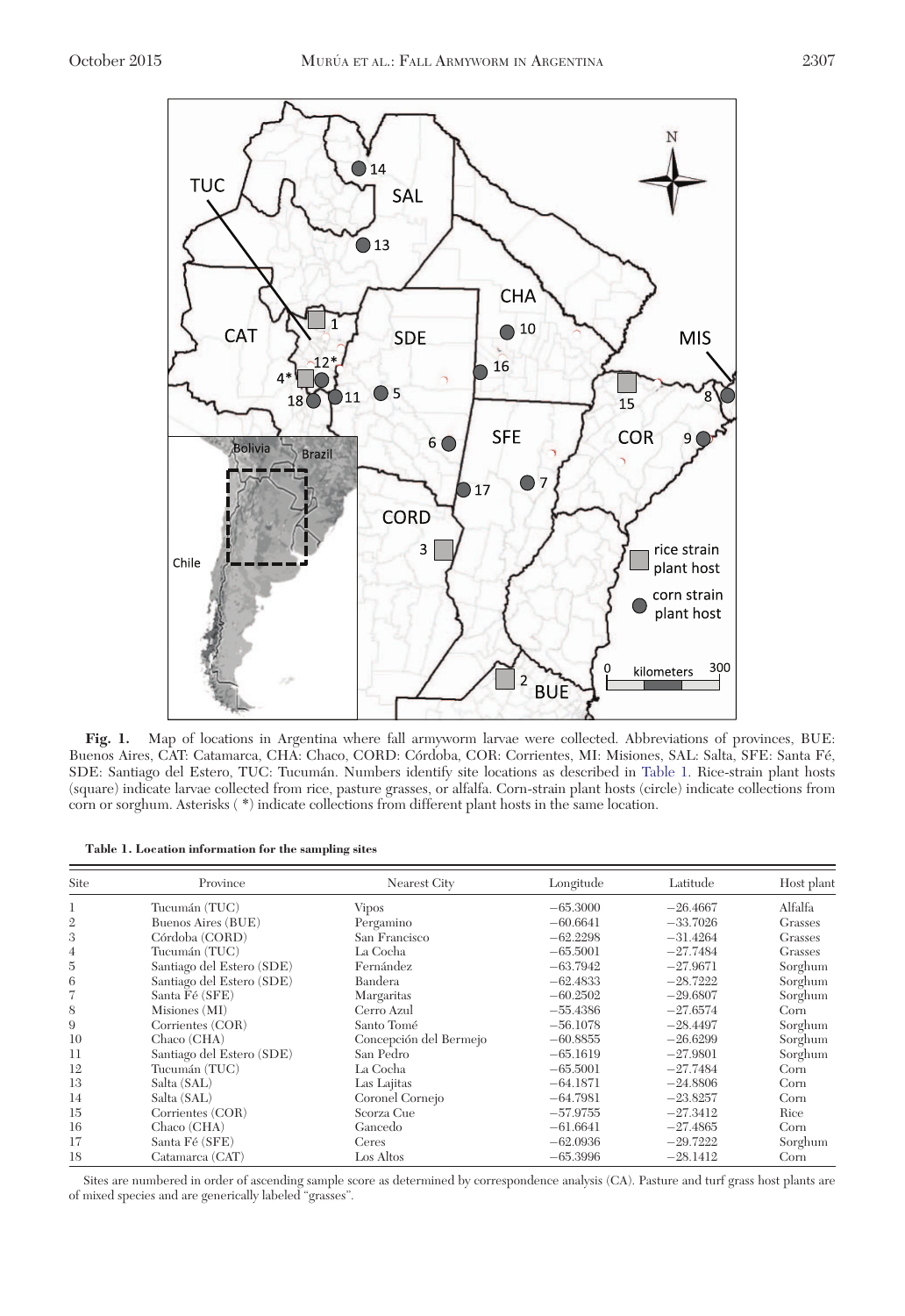**Fig. 1.** Map of locations in Argentina where fall armyworm larvae were collected. Abbreviations of provinces, BUE: Buenos Aires, CAT: Catamarca, CHA: Chaco, CORD: Córdoba, COR: Corrientes, MI: Misiones, SAL: Salta, SFE: Santa Fé, SDE: Santiago del Estero, TUC: Tucumán. Numbers identify site locations as described in Table 1. Rice-strain plant hosts (square) indicate larvae collected from rice, pasture grasses, or alfalfa. Corn-strain plant hosts (circle) indicate collections from corn or sorghum. Asterisks ( *) indicate collections from different plant hosts in the same location.

**Table 1. Location information for the sampling sites**

| Site | Province | Nearest City | Longitude | Latitude | Host plant |
|---|---|---|---|---|---|
| 1 | Tucumán (TUC) | Vipos | −65.3000 | −26.4667 | Alfalfa |
| 2 | Buenos Aires (BUE) | Pergamino | −60.6641 | −33.7026 | Grasses |
| 3 | Córdoba (CORD) | San Francisco | −62.2298 | −31.4264 | Grasses |
| 4 | Tucumán (TUC) | La Cocha | −65.5001 | −27.7484 | Grasses |
| 5 | Santiago del Estero (SDE) | Fernández | −63.7942 | −27.9671 | Sorghum |
| 6 | Santiago del Estero (SDE) | Bandera | −62.4833 | −28.7222 | Sorghum |
| 7 | Santa Fé (SFE) | Margaritas | −60.2502 | −29.6807 | Sorghum |
| 8 | Misiones (MI) | Cerro Azul | −55.4386 | −27.6574 | Corn |
| 9 | Corrientes (COR) | Santo Tomé | −56.1078 | −28.4497 | Sorghum |
| 10 | Chaco (CHA) | Concepción del Bermejo | −60.8855 | −26.6299 | Sorghum |
| 11 | Santiago del Estero (SDE) | San Pedro | −65.1619 | −27.9801 | Sorghum |
| 12 | Tucumán (TUC) | La Cocha | −65.5001 | −27.7484 | Corn |
| 13 | Salta (SAL) | Las Lajitas | −64.1871 | −24.8806 | Corn |
| 14 | Salta (SAL) | Coronel Cornejo | −64.7981 | −23.8257 | Corn |
| 15 | Corrientes (COR) | Scorza Cue | −57.9755 | −27.3412 | Rice |
| 16 | Chaco (CHA) | Gancedo | −61.6641 | −27.4865 | Corn |
| 17 | Santa Fé (SFE) | Ceres | −62.0936 | −29.7222 | Sorghum |
| 18 | Catamarca (CAT) | Los Altos | −65.3996 | −28.1412 | Corn |

Sites are numbered in order of ascending sample score as determined by correspondence analysis (CA). Pasture and turf grass host plants are of mixed species and are generically labeled "grasses".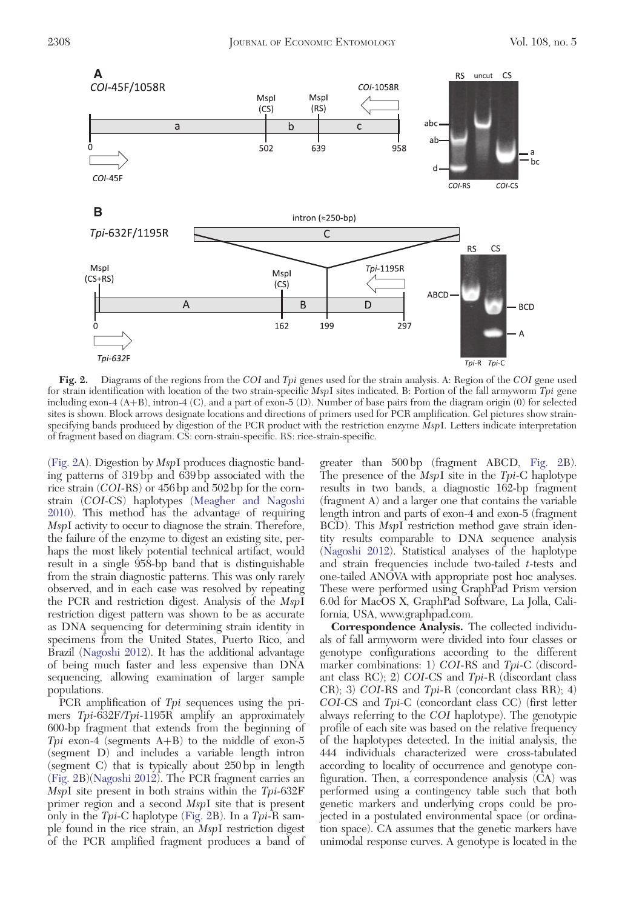**Fig. 2.** Diagrams of the regions from the *COI* and *Tpi* genes used for the strain analysis. A: Region of the *COI* gene used for strain identification with location of the two strain-specific *Msp*I sites indicated. B: Portion of the fall armyworm *Tpi* gene including exon-4 (A+B), intron-4 (C), and a part of exon-5 (D). Number of base pairs from the diagram origin (0) for selected sites is shown. Block arrows designate locations and directions of primers used for PCR amplification. Gel pictures show strain-specifying bands produced by digestion of the PCR product with the restriction enzyme *Msp*I. Letters indicate interpretation of fragment based on diagram. CS: corn-strain-specific. RS: rice-strain-specific.

(Fig. 2A). Digestion by *Msp*I produces diagnostic banding patterns of 319 bp and 639 bp associated with the rice strain (*COI*-RS) or 456 bp and 502 bp for the corn-strain (*COI*-CS) haplotypes (Meagher and Nagoshi 2010). This method has the advantage of requiring *Msp*I activity to occur to diagnose the strain. Therefore, the failure of the enzyme to digest an existing site, perhaps the most likely potential technical artifact, would result in a single 958-bp band that is distinguishable from the strain diagnostic patterns. This was only rarely observed, and in each case was resolved by repeating the PCR and restriction digest. Analysis of the *Msp*I restriction digest pattern was shown to be as accurate as DNA sequencing for determining strain identity in specimens from the United States, Puerto Rico, and Brazil (Nagoshi 2012). It has the additional advantage of being much faster and less expensive than DNA sequencing, allowing examination of larger sample populations.

PCR amplification of *Tpi* sequences using the primers *Tpi*-632F/*Tpi*-1195R amplify an approximately 600-bp fragment that extends from the beginning of *Tpi* exon-4 (segments A+B) to the middle of exon-5 (segment D) and includes a variable length intron (segment C) that is typically about 250 bp in length (Fig. 2B)(Nagoshi 2012). The PCR fragment carries an *Msp*I site present in both strains within the *Tpi*-632F primer region and a second *Msp*I site that is present only in the *Tpi*-C haplotype (Fig. 2B). In a *Tpi*-R sample found in the rice strain, an *Msp*I restriction digest of the PCR amplified fragment produces a band of greater than 500 bp (fragment ABCD, Fig. 2B). The presence of the *Msp*I site in the *Tpi*-C haplotype results in two bands, a diagnostic 162-bp fragment (fragment A) and a larger one that contains the variable length intron and parts of exon-4 and exon-5 (fragment BCD). This *Msp*I restriction method gave strain identity results comparable to DNA sequence analysis (Nagoshi 2012). Statistical analyses of the haplotype and strain frequencies include two-tailed *t*-tests and one-tailed ANOVA with appropriate post hoc analyses. These were performed using GraphPad Prism version 6.0d for MacOS X, GraphPad Software, La Jolla, California, USA, www.graphpad.com.

**Correspondence Analysis.** The collected individuals of fall armyworm were divided into four classes or genotype configurations according to the different marker combinations: 1) *COI*-RS and *Tpi*-C (discordant class RC); 2) *COI*-CS and *Tpi*-R (discordant class CR); 3) *COI*-RS and *Tpi*-R (concordant class RR); 4) *COI*-CS and *Tpi*-C (concordant class CC) (first letter always referring to the *COI* haplotype). The genotypic profile of each site was based on the relative frequency of the haplotypes detected. In the initial analysis, the 444 individuals characterized were cross-tabulated according to locality of occurrence and genotype configuration. Then, a correspondence analysis (CA) was performed using a contingency table such that both genetic markers and underlying crops could be projected in a postulated environmental space (or ordination space). CA assumes that the genetic markers have unimodal response curves. A genotype is located in the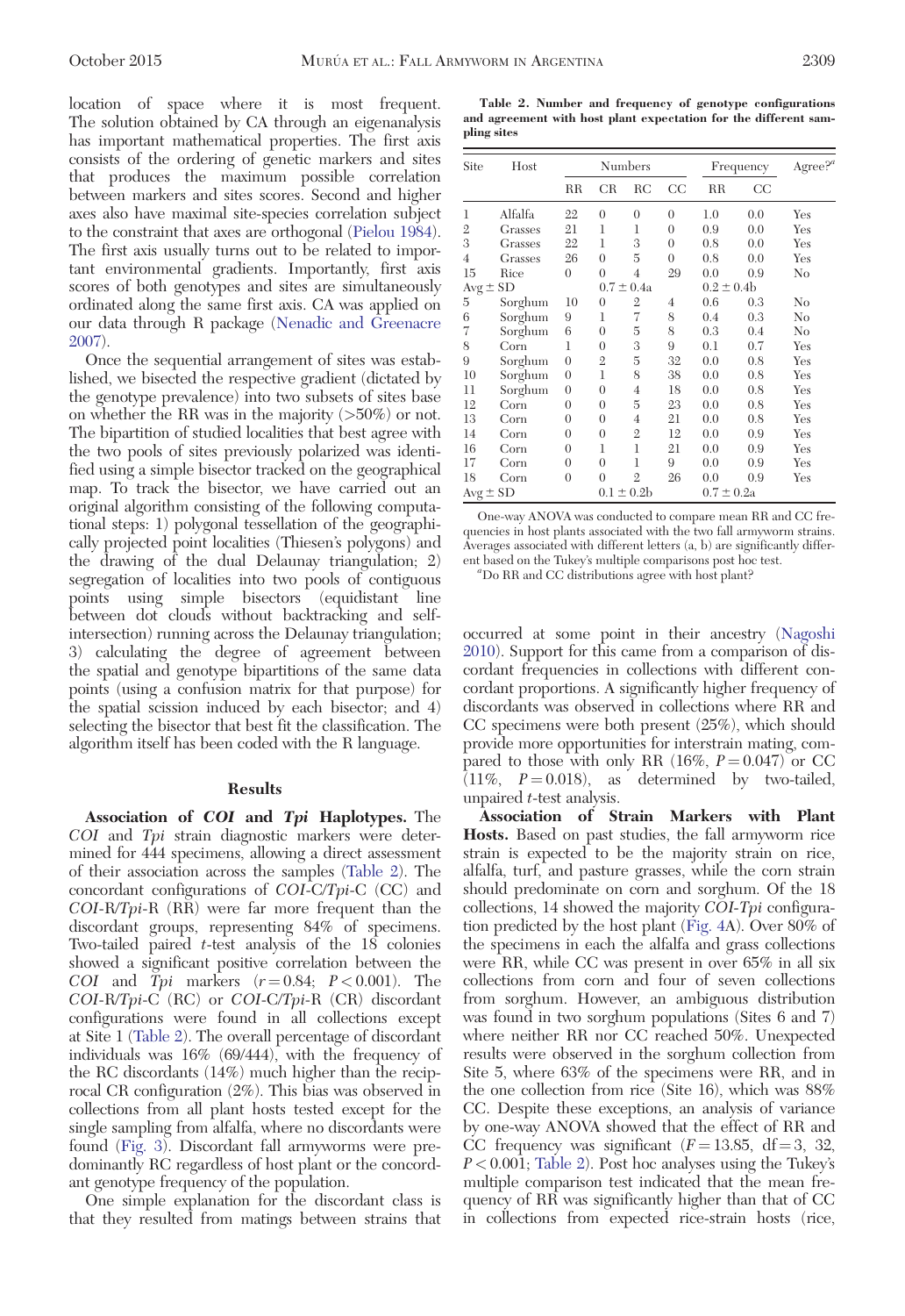location of space where it is most frequent. The solution obtained by CA through an eigenanalysis has important mathematical properties. The first axis consists of the ordering of genetic markers and sites that produces the maximum possible correlation between markers and sites scores. Second and higher axes also have maximal site-species correlation subject to the constraint that axes are orthogonal (Pielou 1984). The first axis usually turns out to be related to important environmental gradients. Importantly, first axis scores of both genotypes and sites are simultaneously ordinated along the same first axis. CA was applied on our data through R package (Nenadic and Greenacre 2007).

Once the sequential arrangement of sites was established, we bisected the respective gradient (dictated by the genotype prevalence) into two subsets of sites base on whether the RR was in the majority (>50%) or not. The bipartition of studied localities that best agree with the two pools of sites previously polarized was identified using a simple bisector tracked on the geographical map. To track the bisector, we have carried out an original algorithm consisting of the following computational steps: 1) polygonal tessellation of the geographically projected point localities (Thiesen's polygons) and the drawing of the dual Delaunay triangulation; 2) segregation of localities into two pools of contiguous points using simple bisectors (equidistant line between dot clouds without backtracking and self-intersection) running across the Delaunay triangulation; 3) calculating the degree of agreement between the spatial and genotype bipartitions of the same data points (using a confusion matrix for that purpose) for the spatial scission induced by each bisector; and 4) selecting the bisector that best fit the classification. The algorithm itself has been coded with the R language.

## Results

**Association of *COI* and *Tpi* Haplotypes.** The *COI* and *Tpi* strain diagnostic markers were determined for 444 specimens, allowing a direct assessment of their association across the samples (Table 2). The concordant configurations of *COI*-C/*Tpi*-C (CC) and *COI*-R/*Tpi*-R (RR) were far more frequent than the discordant groups, representing 84% of specimens. Two-tailed paired *t*-test analysis of the 18 colonies showed a significant positive correlation between the *COI* and *Tpi* markers ($r = 0.84$; $P < 0.001$). The *COI*-R/*Tpi*-C (RC) or *COI*-C/*Tpi*-R (CR) discordant configurations were found in all collections except at Site 1 (Table 2). The overall percentage of discordant individuals was 16% (69/444), with the frequency of the RC discordants (14%) much higher than the reciprocal CR configuration (2%). This bias was observed in collections from all plant hosts tested except for the single sampling from alfalfa, where no discordants were found (Fig. 3). Discordant fall armyworms were predominantly RC regardless of host plant or the concordant genotype frequency of the population.

One simple explanation for the discordant class is that they resulted from matings between strains that occurred at some point in their ancestry (Nagoshi 2010). Support for this came from a comparison of discordant frequencies in collections with different concordant proportions. A significantly higher frequency of discordants was observed in collections where RR and CC specimens were both present (25%), which should provide more opportunities for interstrain mating, compared to those with only RR (16%, $P = 0.047$) or CC (11%, $P = 0.018$), as determined by two-tailed, unpaired *t*-test analysis.

**Association of Strain Markers with Plant Hosts.** Based on past studies, the fall armyworm rice strain is expected to be the majority strain on rice, alfalfa, turf, and pasture grasses, while the corn strain should predominate on corn and sorghum. Of the 18 collections, 14 showed the majority *COI-Tpi* configuration predicted by the host plant (Fig. 4A). Over 80% of the specimens in each the alfalfa and grass collections were RR, while CC was present in over 65% in all six collections from corn and four of seven collections from sorghum. However, an ambiguous distribution was found in two sorghum populations (Sites 6 and 7) where neither RR nor CC reached 50%. Unexpected results were observed in the sorghum collection from Site 5, where 63% of the specimens were RR, and in the one collection from rice (Site 16), which was 88% CC. Despite these exceptions, an analysis of variance by one-way ANOVA showed that the effect of RR and CC frequency was significant ($F = 13.85$, df = 3, 32, $P < 0.001$; Table 2). Post hoc analyses using the Tukey's multiple comparison test indicated that the mean frequency of RR was significantly higher than that of CC in collections from expected rice-strain hosts (rice,

**Table 2. Number and frequency of genotype configurations and agreement with host plant expectation for the different sampling sites**

| Site | Host | Numbers | | | | Frequency | | Agree?[a] |
|---|---|---|---|---|---|---|---|---|
| | | RR | CR | RC | CC | RR | CC | |
| 1 | Alfalfa | 22 | 0 | 0 | 0 | 1.0 | 0.0 | Yes |
| 2 | Grasses | 21 | 1 | 1 | 0 | 0.9 | 0.0 | Yes |
| 3 | Grasses | 22 | 1 | 3 | 0 | 0.8 | 0.0 | Yes |
| 4 | Grasses | 26 | 0 | 5 | 0 | 0.8 | 0.0 | Yes |
| 15 | Rice | 0 | 0 | 4 | 29 | 0.0 | 0.9 | No |
| Avg ± SD | | 0.7 ± 0.4a | | | | 0.2 ± 0.4b | | |
| 5 | Sorghum | 10 | 0 | 2 | 4 | 0.6 | 0.3 | No |
| 6 | Sorghum | 9 | 1 | 7 | 8 | 0.4 | 0.3 | No |
| 7 | Sorghum | 6 | 0 | 5 | 8 | 0.3 | 0.4 | No |
| 8 | Corn | 1 | 0 | 3 | 9 | 0.1 | 0.7 | Yes |
| 9 | Sorghum | 0 | 2 | 5 | 32 | 0.0 | 0.8 | Yes |
| 10 | Sorghum | 0 | 1 | 8 | 38 | 0.0 | 0.8 | Yes |
| 11 | Sorghum | 0 | 0 | 4 | 18 | 0.0 | 0.8 | Yes |
| 12 | Corn | 0 | 0 | 5 | 23 | 0.0 | 0.8 | Yes |
| 13 | Corn | 0 | 0 | 4 | 21 | 0.0 | 0.8 | Yes |
| 14 | Corn | 0 | 0 | 2 | 12 | 0.0 | 0.9 | Yes |
| 16 | Corn | 0 | 1 | 1 | 21 | 0.0 | 0.9 | Yes |
| 17 | Corn | 0 | 0 | 1 | 9 | 0.0 | 0.9 | Yes |
| 18 | Corn | 0 | 0 | 2 | 26 | 0.0 | 0.9 | Yes |
| Avg ± SD | | 0.1 ± 0.2b | | | | 0.7 ± 0.2a | | |

One-way ANOVA was conducted to compare mean RR and CC frequencies in host plants associated with the two fall armyworm strains. Averages associated with different letters (a, b) are significantly different based on the Tukey's multiple comparisons post hoc test.

[a]Do RR and CC distributions agree with host plant?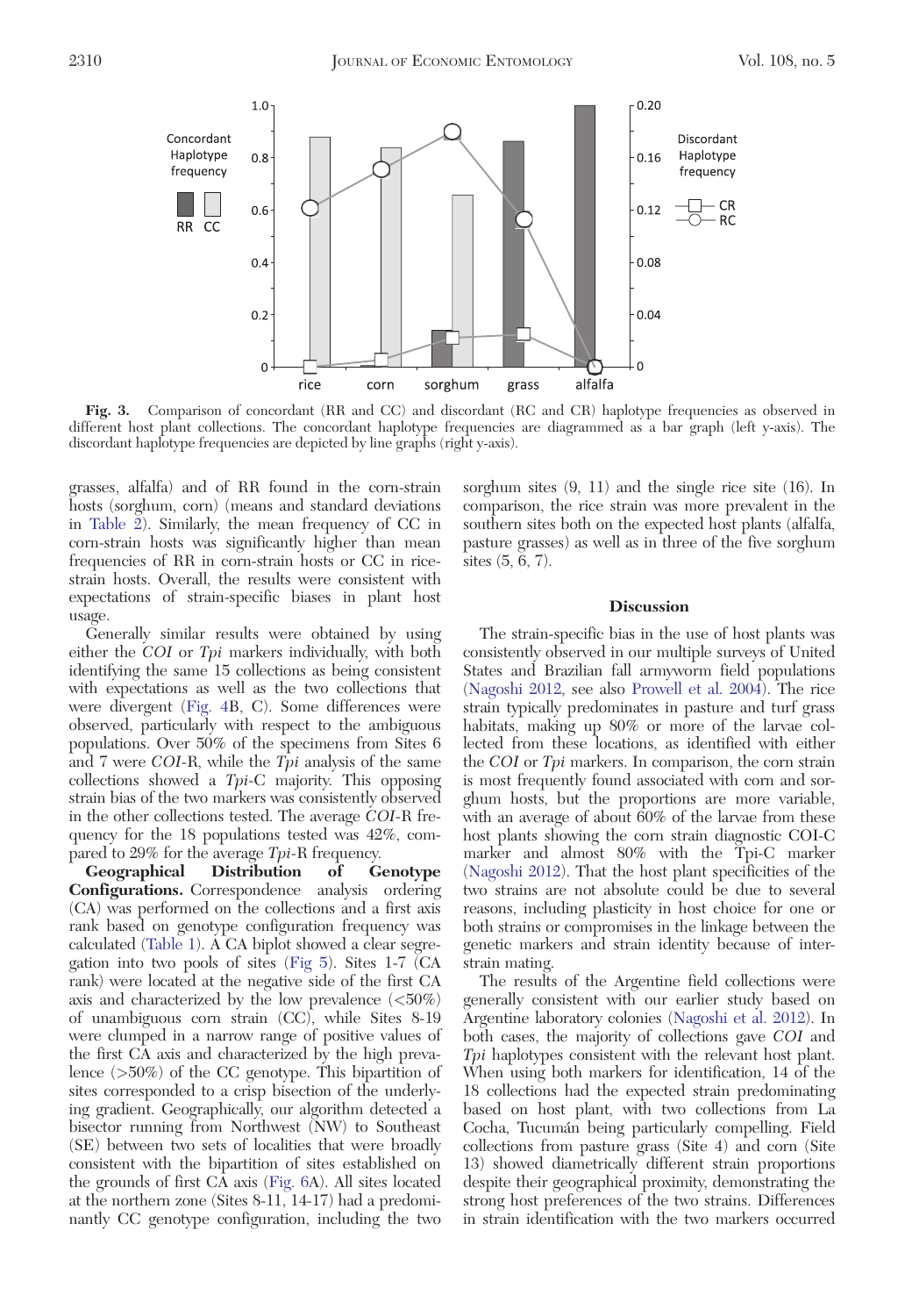**Fig. 3.** Comparison of concordant (RR and CC) and discordant (RC and CR) haplotype frequencies as observed in different host plant collections. The concordant haplotype frequencies are diagrammed as a bar graph (left y-axis). The discordant haplotype frequencies are depicted by line graphs (right y-axis).

grasses, alfalfa) and of RR found in the corn-strain hosts (sorghum, corn) (means and standard deviations in Table 2). Similarly, the mean frequency of CC in corn-strain hosts was significantly higher than mean frequencies of RR in corn-strain hosts or CC in rice-strain hosts. Overall, the results were consistent with expectations of strain-specific biases in plant host usage.

Generally similar results were obtained by using either the *COI* or *Tpi* markers individually, with both identifying the same 15 collections as being consistent with expectations as well as the two collections that were divergent (Fig. 4B, C). Some differences were observed, particularly with respect to the ambiguous populations. Over 50% of the specimens from Sites 6 and 7 were *COI*-R, while the *Tpi* analysis of the same collections showed a *Tpi*-C majority. This opposing strain bias of the two markers was consistently observed in the other collections tested. The average *COI*-R frequency for the 18 populations tested was 42%, compared to 29% for the average *Tpi*-R frequency.

**Geographical Distribution of Genotype Configurations.** Correspondence analysis ordering (CA) was performed on the collections and a first axis rank based on genotype configuration frequency was calculated (Table 1). A CA biplot showed a clear segregation into two pools of sites (Fig 5). Sites 1-7 (CA rank) were located at the negative side of the first CA axis and characterized by the low prevalence (<50%) of unambiguous corn strain (CC), while Sites 8-19 were clumped in a narrow range of positive values of the first CA axis and characterized by the high prevalence (>50%) of the CC genotype. This bipartition of sites corresponded to a crisp bisection of the underlying gradient. Geographically, our algorithm detected a bisector running from Northwest (NW) to Southeast (SE) between two sets of localities that were broadly consistent with the bipartition of sites established on the grounds of first CA axis (Fig. 6A). All sites located at the northern zone (Sites 8-11, 14-17) had a predominantly CC genotype configuration, including the two sorghum sites (9, 11) and the single rice site (16). In comparison, the rice strain was more prevalent in the southern sites both on the expected host plants (alfalfa, pasture grasses) as well as in three of the five sorghum sites (5, 6, 7).

## Discussion

The strain-specific bias in the use of host plants was consistently observed in our multiple surveys of United States and Brazilian fall armyworm field populations (Nagoshi 2012, see also Prowell et al. 2004). The rice strain typically predominates in pasture and turf grass habitats, making up 80% or more of the larvae collected from these locations, as identified with either the *COI* or *Tpi* markers. In comparison, the corn strain is most frequently found associated with corn and sorghum hosts, but the proportions are more variable, with an average of about 60% of the larvae from these host plants showing the corn strain diagnostic COI-C marker and almost 80% with the Tpi-C marker (Nagoshi 2012). That the host plant specificities of the two strains are not absolute could be due to several reasons, including plasticity in host choice for one or both strains or compromises in the linkage between the genetic markers and strain identity because of inter-strain mating.

The results of the Argentine field collections were generally consistent with our earlier study based on Argentine laboratory colonies (Nagoshi et al. 2012). In both cases, the majority of collections gave *COI* and *Tpi* haplotypes consistent with the relevant host plant. When using both markers for identification, 14 of the 18 collections had the expected strain predominating based on host plant, with two collections from La Cocha, Tucumán being particularly compelling. Field collections from pasture grass (Site 4) and corn (Site 13) showed diametrically different strain proportions despite their geographical proximity, demonstrating the strong host preferences of the two strains. Differences in strain identification with the two markers occurred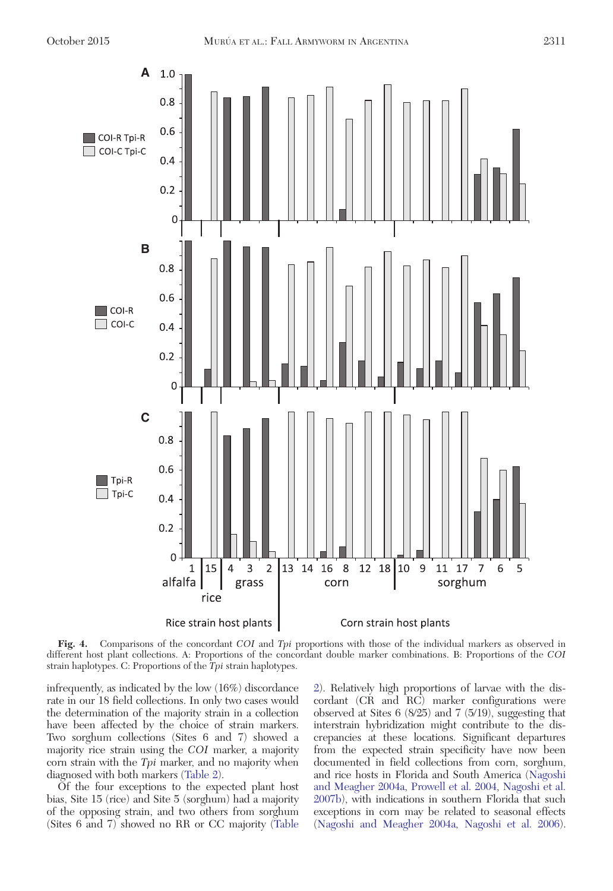Fig. 4. Comparisons of the concordant *COI* and *Tpi* proportions with those of the individual markers as observed in different host plant collections. A: Proportions of the concordant double marker combinations. B: Proportions of the *COI* strain haplotypes. C: Proportions of the *Tpi* strain haplotypes.

infrequently, as indicated by the low (16%) discordance rate in our 18 field collections. In only two cases would the determination of the majority strain in a collection have been affected by the choice of strain markers. Two sorghum collections (Sites 6 and 7) showed a majority rice strain using the *COI* marker, a majority corn strain with the *Tpi* marker, and no majority when diagnosed with both markers (Table 2).

Of the four exceptions to the expected plant host bias, Site 15 (rice) and Site 5 (sorghum) had a majority of the opposing strain, and two others from sorghum (Sites 6 and 7) showed no RR or CC majority (Table 2). Relatively high proportions of larvae with the discordant (CR and RC) marker configurations were observed at Sites 6 (8/25) and 7 (5/19), suggesting that interstrain hybridization might contribute to the discrepancies at these locations. Significant departures from the expected strain specificity have now been documented in field collections from corn, sorghum, and rice hosts in Florida and South America (Nagoshi and Meagher 2004a, Prowell et al. 2004, Nagoshi et al. 2007b), with indications in southern Florida that such exceptions in corn may be related to seasonal effects (Nagoshi and Meagher 2004a, Nagoshi et al. 2006).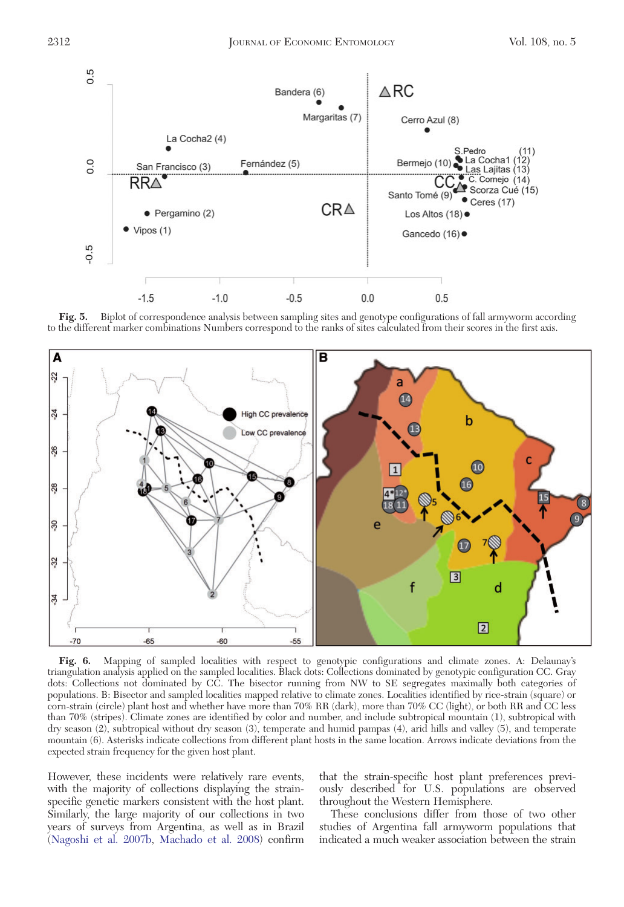**Fig. 5.** Biplot of correspondence analysis between sampling sites and genotype configurations of fall armyworm according to the different marker combinations Numbers correspond to the ranks of sites calculated from their scores in the first axis.

**Fig. 6.** Mapping of sampled localities with respect to genotypic configurations and climate zones. A: Delaunay's triangulation analysis applied on the sampled localities. Black dots: Collections dominated by genotypic configuration CC. Gray dots: Collections not dominated by CC. The bisector running from NW to SE segregates maximally both categories of populations. B: Bisector and sampled localities mapped relative to climate zones. Localities identified by rice-strain (square) or corn-strain (circle) plant host and whether have more than 70% RR (dark), more than 70% CC (light), or both RR and CC less than 70% (stripes). Climate zones are identified by color and number, and include subtropical mountain (1), subtropical with dry season (2), subtropical without dry season (3), temperate and humid pampas (4), arid hills and valley (5), and temperate mountain (6). Asterisks indicate collections from different plant hosts in the same location. Arrows indicate deviations from the expected strain frequency for the given host plant.

However, these incidents were relatively rare events, with the majority of collections displaying the strain-specific genetic markers consistent with the host plant. Similarly, the large majority of our collections in two years of surveys from Argentina, as well as in Brazil (Nagoshi et al. 2007b, Machado et al. 2008) confirm that the strain-specific host plant preferences previously described for U.S. populations are observed throughout the Western Hemisphere.

These conclusions differ from those of two other studies of Argentina fall armyworm populations that indicated a much weaker association between the strain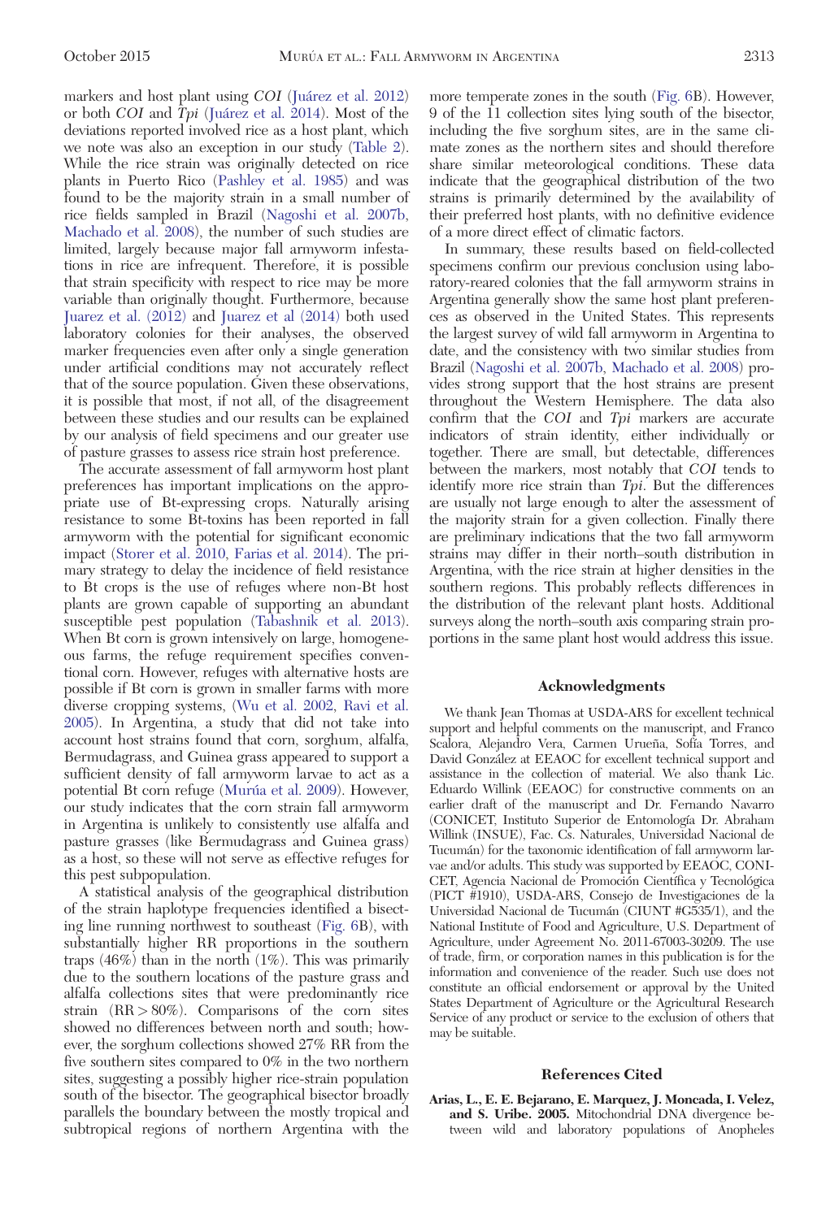markers and host plant using *COI* (Juárez et al. 2012) or both *COI* and *Tpi* (Juárez et al. 2014). Most of the deviations reported involved rice as a host plant, which we note was also an exception in our study (Table 2). While the rice strain was originally detected on rice plants in Puerto Rico (Pashley et al. 1985) and was found to be the majority strain in a small number of rice fields sampled in Brazil (Nagoshi et al. 2007b, Machado et al. 2008), the number of such studies are limited, largely because major fall armyworm infestations in rice are infrequent. Therefore, it is possible that strain specificity with respect to rice may be more variable than originally thought. Furthermore, because Juarez et al. (2012) and Juarez et al (2014) both used laboratory colonies for their analyses, the observed marker frequencies even after only a single generation under artificial conditions may not accurately reflect that of the source population. Given these observations, it is possible that most, if not all, of the disagreement between these studies and our results can be explained by our analysis of field specimens and our greater use of pasture grasses to assess rice strain host preference.

The accurate assessment of fall armyworm host plant preferences has important implications on the appropriate use of Bt-expressing crops. Naturally arising resistance to some Bt-toxins has been reported in fall armyworm with the potential for significant economic impact (Storer et al. 2010, Farias et al. 2014). The primary strategy to delay the incidence of field resistance to Bt crops is the use of refuges where non-Bt host plants are grown capable of supporting an abundant susceptible pest population (Tabashnik et al. 2013). When Bt corn is grown intensively on large, homogeneous farms, the refuge requirement specifies conventional corn. However, refuges with alternative hosts are possible if Bt corn is grown in smaller farms with more diverse cropping systems, (Wu et al. 2002, Ravi et al. 2005). In Argentina, a study that did not take into account host strains found that corn, sorghum, alfalfa, Bermudagrass, and Guinea grass appeared to support a sufficient density of fall armyworm larvae to act as a potential Bt corn refuge (Murúa et al. 2009). However, our study indicates that the corn strain fall armyworm in Argentina is unlikely to consistently use alfalfa and pasture grasses (like Bermudagrass and Guinea grass) as a host, so these will not serve as effective refuges for this pest subpopulation.

A statistical analysis of the geographical distribution of the strain haplotype frequencies identified a bisecting line running northwest to southeast (Fig. 6B), with substantially higher RR proportions in the southern traps (46%) than in the north (1%). This was primarily due to the southern locations of the pasture grass and alfalfa collections sites that were predominantly rice strain (RR > 80%). Comparisons of the corn sites showed no differences between north and south; however, the sorghum collections showed 27% RR from the five southern sites compared to 0% in the two northern sites, suggesting a possibly higher rice-strain population south of the bisector. The geographical bisector broadly parallels the boundary between the mostly tropical and subtropical regions of northern Argentina with the more temperate zones in the south (Fig. 6B). However, 9 of the 11 collection sites lying south of the bisector, including the five sorghum sites, are in the same climate zones as the northern sites and should therefore share similar meteorological conditions. These data indicate that the geographical distribution of the two strains is primarily determined by the availability of their preferred host plants, with no definitive evidence of a more direct effect of climatic factors.

In summary, these results based on field-collected specimens confirm our previous conclusion using laboratory-reared colonies that the fall armyworm strains in Argentina generally show the same host plant preferences as observed in the United States. This represents the largest survey of wild fall armyworm in Argentina to date, and the consistency with two similar studies from Brazil (Nagoshi et al. 2007b, Machado et al. 2008) provides strong support that the host strains are present throughout the Western Hemisphere. The data also confirm that the *COI* and *Tpi* markers are accurate indicators of strain identity, either individually or together. There are small, but detectable, differences between the markers, most notably that *COI* tends to identify more rice strain than *Tpi*. But the differences are usually not large enough to alter the assessment of the majority strain for a given collection. Finally there are preliminary indications that the two fall armyworm strains may differ in their north–south distribution in Argentina, with the rice strain at higher densities in the southern regions. This probably reflects differences in the distribution of the relevant plant hosts. Additional surveys along the north–south axis comparing strain proportions in the same plant host would address this issue.

## Acknowledgments

We thank Jean Thomas at USDA-ARS for excellent technical support and helpful comments on the manuscript, and Franco Scalora, Alejandro Vera, Carmen Urueña, Sofía Torres, and David González at EEAOC for excellent technical support and assistance in the collection of material. We also thank Lic. Eduardo Willink (EEAOC) for constructive comments on an earlier draft of the manuscript and Dr. Fernando Navarro (CONICET, Instituto Superior de Entomología Dr. Abraham Willink (INSUE), Fac. Cs. Naturales, Universidad Nacional de Tucumán) for the taxonomic identification of fall armyworm larvae and/or adults. This study was supported by EEAOC, CONICET, Agencia Nacional de Promoción Científica y Tecnológica (PICT #1910), USDA-ARS, Consejo de Investigaciones de la Universidad Nacional de Tucumán (CIUNT #G535/1), and the National Institute of Food and Agriculture, U.S. Department of Agriculture, under Agreement No. 2011-67003-30209. The use of trade, firm, or corporation names in this publication is for the information and convenience of the reader. Such use does not constitute an official endorsement or approval by the United States Department of Agriculture or the Agricultural Research Service of any product or service to the exclusion of others that may be suitable.

## References Cited

**Arias, L., E. E. Bejarano, E. Marquez, J. Moncada, I. Velez, and S. Uribe. 2005.** Mitochondrial DNA divergence between wild and laboratory populations of Anopheles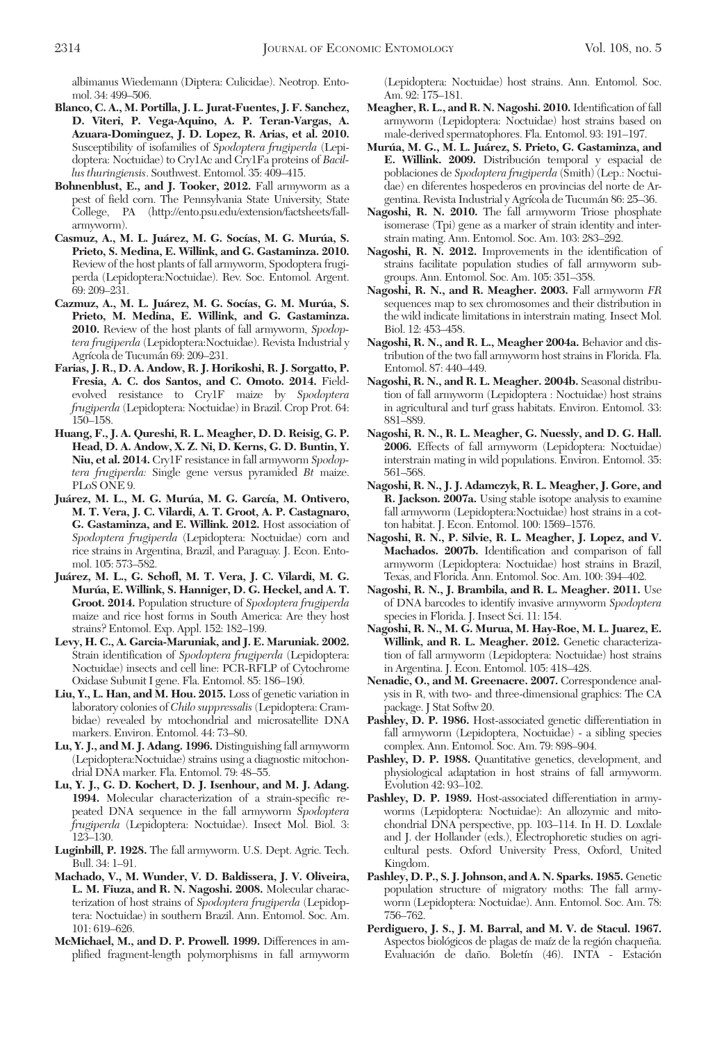albimanus Wiedemann (Diptera: Culicidae). Neotrop. Entomol. 34: 499–506.

**Blanco, C. A., M. Portilla, J. L. Jurat-Fuentes, J. F. Sanchez, D. Viteri, P. Vega-Aquino, A. P. Teran-Vargas, A. Azuara-Dominguez, J. D. Lopez, R. Arias, et al. 2010.** Susceptibility of isofamilies of *Spodoptera frugiperda* (Lepidoptera: Noctuidae) to Cry1Ac and Cry1Fa proteins of *Bacillus thuringiensis*. Southwest. Entomol. 35: 409–415.

**Bohnenblust, E., and J. Tooker, 2012.** Fall armyworm as a pest of field corn. The Pennsylvania State University, State College, PA (http://ento.psu.edu/extension/factsheets/fall-armyworm).

**Casmuz, A., M. L. Juárez, M. G. Socías, M. G. Murúa, S. Prieto, S. Medina, E. Willink, and G. Gastaminza. 2010.** Review of the host plants of fall armyworm, Spodoptera frugiperda (Lepidoptera:Noctuidae). Rev. Soc. Entomol. Argent. 69: 209–231.

**Cazmuz, A., M. L. Juárez, M. G. Socías, G. M. Murúa, S. Prieto, M. Medina, E. Willink, and G. Gastaminza. 2010.** Review of the host plants of fall armyworm, *Spodoptera frugiperda* (Lepidoptera:Noctuidae). Revista Industrial y Agrícola de Tucumán 69: 209–231.

**Farias, J. R., D. A. Andow, R. J. Horikoshi, R. J. Sorgatto, P. Fresia, A. C. dos Santos, and C. Omoto. 2014.** Field-evolved resistance to Cry1F maize by *Spodoptera frugiperda* (Lepidoptera: Noctuidae) in Brazil. Crop Prot. 64: 150–158.

**Huang, F., J. A. Qureshi, R. L. Meagher, D. D. Reisig, G. P. Head, D. A. Andow, X. Z. Ni, D. Kerns, G. D. Buntin, Y. Niu, et al. 2014.** Cry1F resistance in fall armyworm *Spodoptera frugiperda:* Single gene versus pyramided *Bt* maize. PLoS ONE 9.

**Juárez, M. L., M. G. Murúa, M. G. García, M. Ontivero, M. T. Vera, J. C. Vilardi, A. T. Groot, A. P. Castagnaro, G. Gastaminza, and E. Willink. 2012.** Host association of *Spodoptera frugiperda* (Lepidoptera: Noctuidae) corn and rice strains in Argentina, Brazil, and Paraguay. J. Econ. Entomol. 105: 573–582.

**Juárez, M. L., G. Schofl, M. T. Vera, J. C. Vilardi, M. G. Murúa, E. Willink, S. Hanniger, D. G. Heckel, and A. T. Groot. 2014.** Population structure of *Spodoptera frugiperda* maize and rice host forms in South America: Are they host strains? Entomol. Exp. Appl. 152: 182–199.

**Levy, H. C., A. Garcia-Maruniak, and J. E. Maruniak. 2002.** Strain identification of *Spodoptera frugiperda* (Lepidoptera: Noctuidae) insects and cell line: PCR-RFLP of Cytochrome Oxidase Subunit I gene. Fla. Entomol. 85: 186–190.

**Liu, Y., L. Han, and M. Hou. 2015.** Loss of genetic variation in laboratory colonies of *Chilo suppressalis* (Lepidoptera: Crambidae) revealed by mtochondrial and microsatellite DNA markers. Environ. Entomol. 44: 73–80.

**Lu, Y. J., and M. J. Adang. 1996.** Distinguishing fall armyworm (Lepidoptera:Noctuidae) strains using a diagnostic mitochondrial DNA marker. Fla. Entomol. 79: 48–55.

**Lu, Y. J., G. D. Kochert, D. J. Isenhour, and M. J. Adang. 1994.** Molecular characterization of a strain-specific repeated DNA sequence in the fall armyworm *Spodoptera frugiperda* (Lepidoptera: Noctuidae). Insect Mol. Biol. 3: 123–130.

**Luginbill, P. 1928.** The fall armyworm. U.S. Dept. Agric. Tech. Bull. 34: 1–91.

**Machado, V., M. Wunder, V. D. Baldissera, J. V. Oliveira, L. M. Fiuza, and R. N. Nagoshi. 2008.** Molecular characterization of host strains of *Spodoptera frugiperda* (Lepidoptera: Noctuidae) in southern Brazil. Ann. Entomol. Soc. Am. 101: 619–626.

**McMichael, M., and D. P. Prowell. 1999.** Differences in amplified fragment-length polymorphisms in fall armyworm (Lepidoptera: Noctuidae) host strains. Ann. Entomol. Soc. Am. 92: 175–181.

**Meagher, R. L., and R. N. Nagoshi. 2010.** Identification of fall armyworm (Lepidoptera: Noctuidae) host strains based on male-derived spermatophores. Fla. Entomol. 93: 191–197.

**Murúa, M. G., M. L. Juárez, S. Prieto, G. Gastaminza, and E. Willink. 2009.** Distribución temporal y espacial de poblaciones de *Spodoptera frugiperda* (Smith) (Lep.: Noctuidae) en diferentes hospederos en provincias del norte de Argentina. Revista Industrial y Agrícola de Tucumán 86: 25–36.

**Nagoshi, R. N. 2010.** The fall armyworm Triose phosphate isomerase (Tpi) gene as a marker of strain identity and interstrain mating. Ann. Entomol. Soc. Am. 103: 283–292.

**Nagoshi, R. N. 2012.** Improvements in the identification of strains facilitate population studies of fall armyworm subgroups. Ann. Entomol. Soc. Am. 105: 351–358.

**Nagoshi, R. N., and R. Meagher. 2003.** Fall armyworm *FR* sequences map to sex chromosomes and their distribution in the wild indicate limitations in interstrain mating. Insect Mol. Biol. 12: 453–458.

**Nagoshi, R. N., and R. L., Meagher 2004a.** Behavior and distribution of the two fall armyworm host strains in Florida. Fla. Entomol. 87: 440–449.

**Nagoshi, R. N., and R. L. Meagher. 2004b.** Seasonal distribution of fall armyworm (Lepidoptera : Noctuidae) host strains in agricultural and turf grass habitats. Environ. Entomol. 33: 881–889.

**Nagoshi, R. N., R. L. Meagher, G. Nuessly, and D. G. Hall. 2006.** Effects of fall armyworm (Lepidoptera: Noctuidae) interstrain mating in wild populations. Environ. Entomol. 35: 561–568.

**Nagoshi, R. N., J. J. Adamczyk, R. L. Meagher, J. Gore, and R. Jackson. 2007a.** Using stable isotope analysis to examine fall armyworm (Lepidoptera:Noctuidae) host strains in a cotton habitat. J. Econ. Entomol. 100: 1569–1576.

**Nagoshi, R. N., P. Silvie, R. L. Meagher, J. Lopez, and V. Machados. 2007b.** Identification and comparison of fall armyworm (Lepidoptera: Noctuidae) host strains in Brazil, Texas, and Florida. Ann. Entomol. Soc. Am. 100: 394–402.

**Nagoshi, R. N., J. Brambila, and R. L. Meagher. 2011.** Use of DNA barcodes to identify invasive armyworm *Spodoptera* species in Florida. J. Insect Sci. 11: 154.

**Nagoshi, R. N., M. G. Murua, M. Hay-Roe, M. L. Juarez, E. Willink, and R. L. Meagher. 2012.** Genetic characterization of fall armyworm (Lepidoptera: Noctuidae) host strains in Argentina. J. Econ. Entomol. 105: 418–428.

**Nenadic, O., and M. Greenacre. 2007.** Correspondence analysis in R, with two- and three-dimensional graphics: The CA package. J Stat Softw 20.

**Pashley, D. P. 1986.** Host-associated genetic differentiation in fall armyworm (Lepidoptera, Noctuidae) - a sibling species complex. Ann. Entomol. Soc. Am. 79: 898–904.

**Pashley, D. P. 1988.** Quantitative genetics, development, and physiological adaptation in host strains of fall armyworm. Evolution 42: 93–102.

**Pashley, D. P. 1989.** Host-associated differentiation in armyworms (Lepidoptera: Noctuidae): An allozymic and mitochondrial DNA perspective, pp. 103–114. In H. D. Loxdale and J. der Hollander (eds.), Electrophoretic studies on agricultural pests. Oxford University Press, Oxford, United Kingdom.

**Pashley, D. P., S. J. Johnson, and A. N. Sparks. 1985.** Genetic population structure of migratory moths: The fall armyworm (Lepidoptera: Noctuidae). Ann. Entomol. Soc. Am. 78: 756–762.

**Perdiguero, J. S., J. M. Barral, and M. V. de Stacul. 1967.** Aspectos biológicos de plagas de maíz de la región chaqueña. Evaluación de daño. Boletín (46). INTA - Estación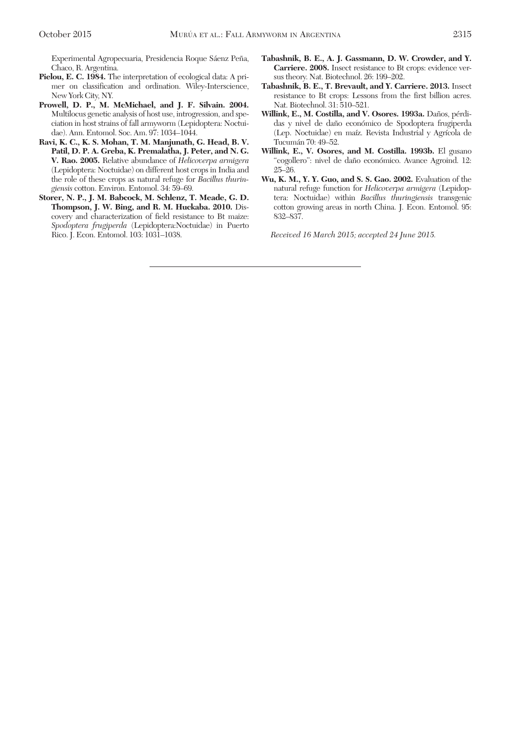Experimental Agropecuaria, Presidencia Roque Sáenz Peña, Chaco, R. Argentina.

**Pielou, E. C. 1984.** The interpretation of ecological data: A primer on classification and ordination. Wiley-Interscience, New York City, NY.

**Prowell, D. P., M. McMichael, and J. F. Silvain. 2004.** Multilocus genetic analysis of host use, introgression, and speciation in host strains of fall armyworm (Lepidoptera: Noctuidae). Ann. Entomol. Soc. Am. 97: 1034–1044.

**Ravi, K. C., K. S. Mohan, T. M. Manjunath, G. Head, B. V. Patil, D. P. A. Greba, K. Premalatha, J. Peter, and N. G. V. Rao. 2005.** Relative abundance of *Helicoverpa armigera* (Lepidoptera: Noctuidae) on different host crops in India and the role of these crops as natural refuge for *Bacillus thuringiensis* cotton. Environ. Entomol. 34: 59–69.

**Storer, N. P., J. M. Babcock, M. Schlenz, T. Meade, G. D. Thompson, J. W. Bing, and R. M. Huckaba. 2010.** Discovery and characterization of field resistance to Bt maize: *Spodoptera frugiperda* (Lepidoptera:Noctuidae) in Puerto Rico. J. Econ. Entomol. 103: 1031–1038.

**Tabashnik, B. E., A. J. Gassmann, D. W. Crowder, and Y. Carriere. 2008.** Insect resistance to Bt crops: evidence versus theory. Nat. Biotechnol. 26: 199–202.

**Tabashnik, B. E., T. Brevault, and Y. Carriere. 2013.** Insect resistance to Bt crops: Lessons from the first billion acres. Nat. Biotechnol. 31: 510–521.

**Willink, E., M. Costilla, and V. Osores. 1993a.** Daños, pérdidas y nivel de daño económico de Spodoptera frugiperda (Lep. Noctuidae) en maíz. Revista Industrial y Agrícola de Tucumán 70: 49–52.

**Willink, E., V. Osores, and M. Costilla. 1993b.** El gusano "cogollero": nivel de daño económico. Avance Agroind. 12: 25–26.

**Wu, K. M., Y. Y. Guo, and S. S. Gao. 2002.** Evaluation of the natural refuge function for *Helicoverpa armigera* (Lepidoptera: Noctuidae) within *Bacillus thuringiensis* transgenic cotton growing areas in north China. J. Econ. Entomol. 95: 832–837.

*Received 16 March 2015; accepted 24 June 2015.*